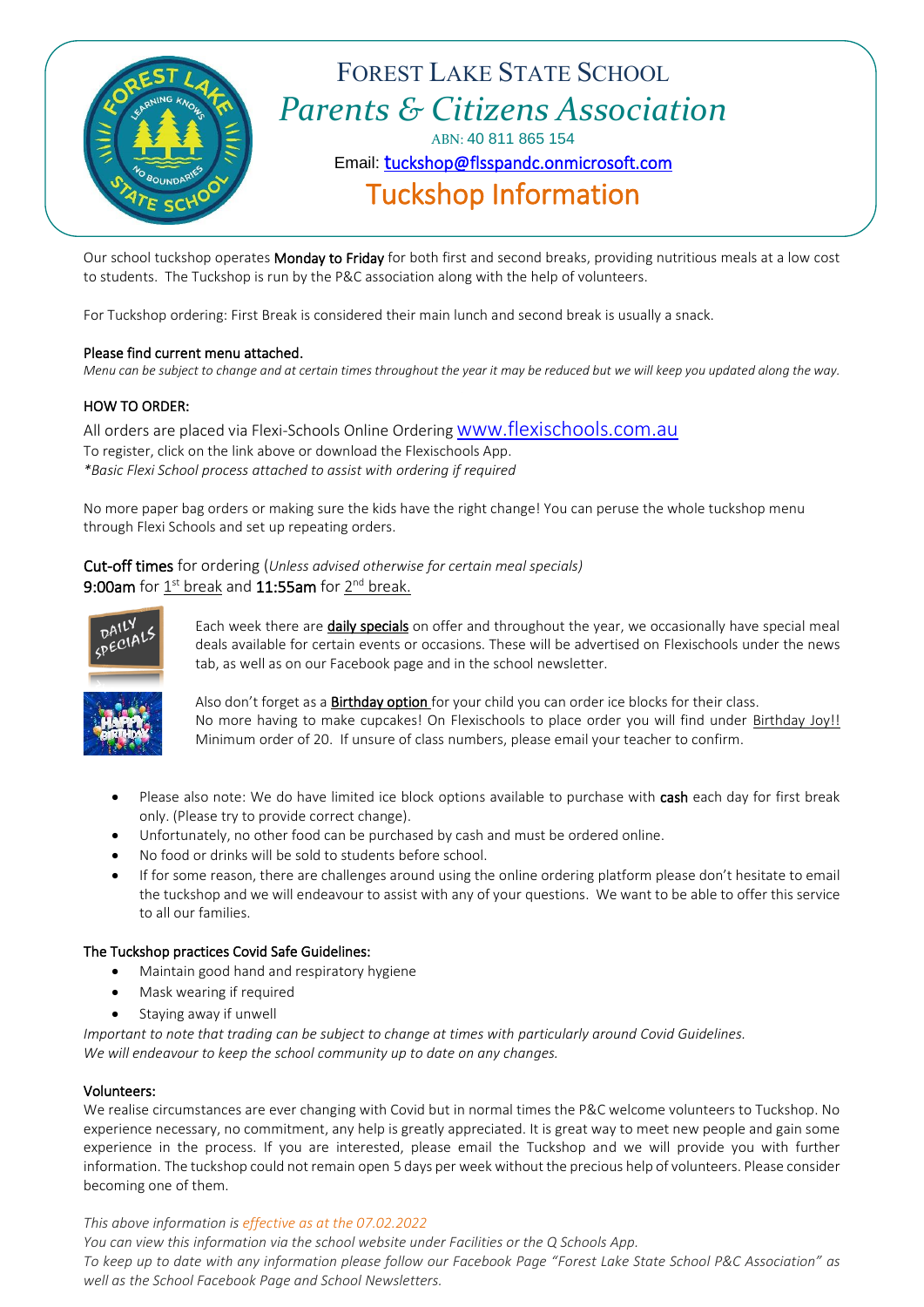# Forest Lake State School

## *Parents & Citizens Association*

ABN: 40 811 865 154

Email: tuckshop@flsspandc.onmicrosoft.com

## Tuckshop Information

Our school tuckshop operates **Monday to Friday** for both first and second breaks, providing nutritious meals at a low cost to students. The Tuckshop is run by the P&C association along with the help of volunteers.

For Tuckshop ordering: First Break is considered their main lunch and second break is usually a snack.

**Please find current menu attached.**

*Menu can be subject to change and at certain times throughout the year it may be reduced but we will keep you updated along the way.*

**HOW TO ORDER:**

All orders are placed via Flexi-Schools Online Ordering www.flexischools.com.au

To register, click on the link above or download the Flexischools App.

*\*Basic Flexi School process attached to assist with ordering if required*

No more paper bag orders or making sure the kids have the right change! You can peruse the whole tuckshop menu through Flexi Schools and set up repeating orders.

**Cut-off times** for ordering (*Unless advised otherwise for certain meal specials)*

**9:00am** for 1st break and **11:55am** for 2nd break.

Each week there are **daily specials** on offer and throughout the year, we occasionally have special meal deals available for certain events or occasions. These will be advertised on Flexischools under the news tab, as well as on our Facebook page and in the school newsletter.

Also don't forget as a **Birthday option** for your child you can order ice blocks for their class. No more having to make cupcakes! On Flexischools to place order you will find under Birthday Joy!! Minimum order of 20. If unsure of class numbers, please email your teacher to confirm.

- Please also note: We do have limited ice block options available to purchase with **cash** each day for first break only. (Please try to provide correct change).
- Unfortunately, no other food can be purchased by cash and must be ordered online.
- No food or drinks will be sold to students before school.
- If for some reason, there are challenges around using the online ordering platform please don't hesitate to email the tuckshop and we will endeavour to assist with any of your questions. We want to be able to offer this service to all our families.

**The Tuckshop practices Covid Safe Guidelines:**

- Maintain good hand and respiratory hygiene
- Mask wearing if required
- Staying away if unwell

*Important to note that trading can be subject to change at times with particularly around Covid Guidelines. We will endeavour to keep the school community up to date on any changes.*

**Volunteers:**

We realise circumstances are ever changing with Covid but in normal times the P&C welcome volunteers to Tuckshop. No experience necessary, no commitment, any help is greatly appreciated. It is great way to meet new people and gain some experience in the process. If you are interested, please email the Tuckshop and we will provide you with further information. The tuckshop could not remain open 5 days per week without the precious help of volunteers. Please consider becoming one of them.

*This above information is effective as at the 07.02.2022*

*You can view this information via the school website under Facilities or the Q Schools App.*

*To keep up to date with any information please follow our Facebook Page "Forest Lake State School P&C Association" as well as the School Facebook Page and School Newsletters.*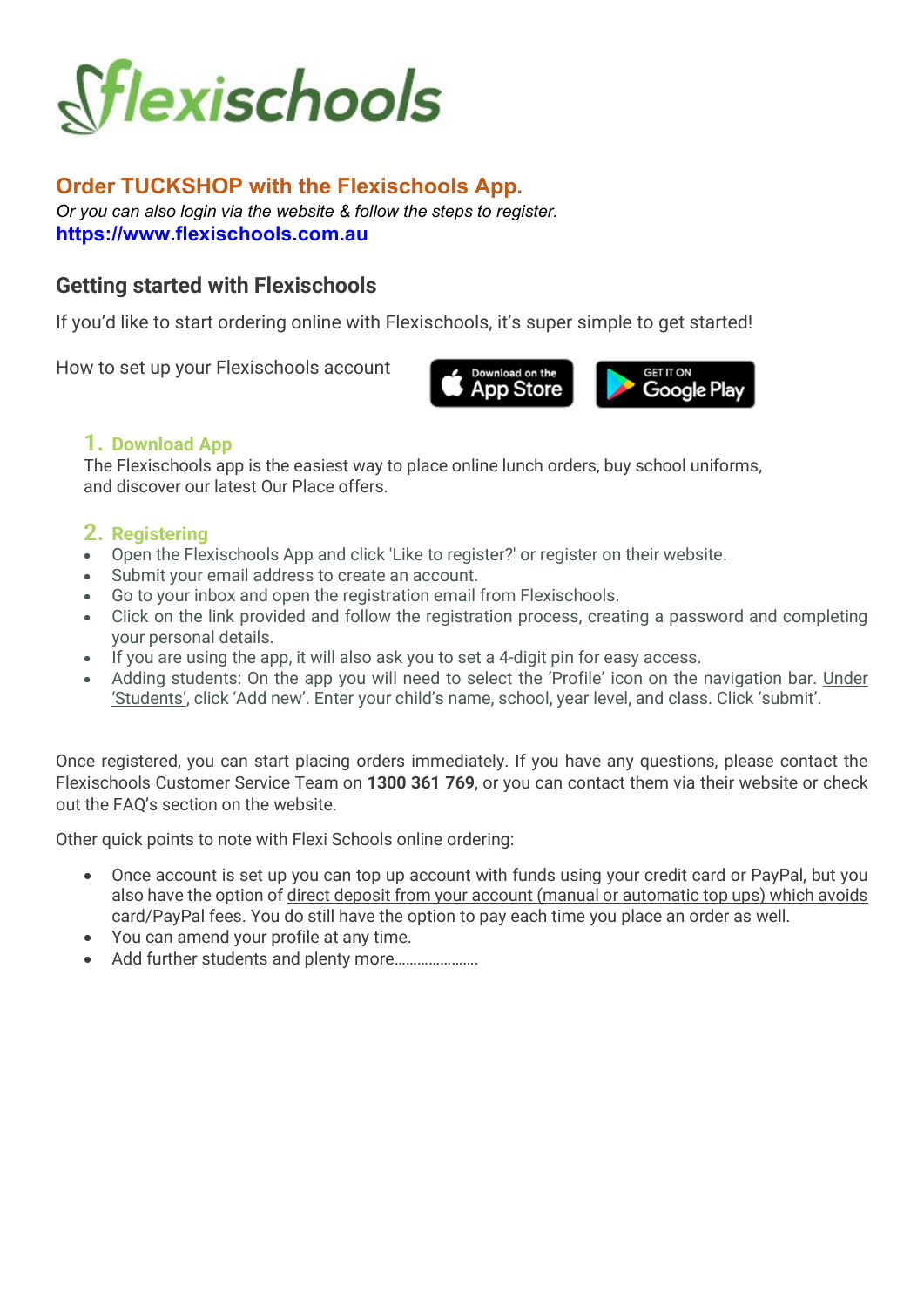# flexischools

## Order TUCKSHOP with the Flexischools App.

*Or you can also login via the website & follow the steps to register.*
**https://www.flexischools.com.au**

## Getting started with Flexischools

If you'd like to start ordering online with Flexischools, it's super simple to get started!

How to set up your Flexischools account

Download on the App Store    GET IT ON Google Play

### 1. Download App

The Flexischools app is the easiest way to place online lunch orders, buy school uniforms, and discover our latest Our Place offers.

### 2. Registering

- Open the Flexischools App and click 'Like to register?' or register on their website.
- Submit your email address to create an account.
- Go to your inbox and open the registration email from Flexischools.
- Click on the link provided and follow the registration process, creating a password and completing your personal details.
- If you are using the app, it will also ask you to set a 4-digit pin for easy access.
- Adding students: On the app you will need to select the 'Profile' icon on the navigation bar. Under 'Students', click 'Add new'. Enter your child's name, school, year level, and class. Click 'submit'.

Once registered, you can start placing orders immediately. If you have any questions, please contact the Flexischools Customer Service Team on **1300 361 769**, or you can contact them via their website or check out the FAQ's section on the website.

Other quick points to note with Flexi Schools online ordering:

- Once account is set up you can top up account with funds using your credit card or PayPal, but you also have the option of direct deposit from your account (manual or automatic top ups) which avoids card/PayPal fees. You do still have the option to pay each time you place an order as well.
- You can amend your profile at any time.
- Add further students and plenty more……………………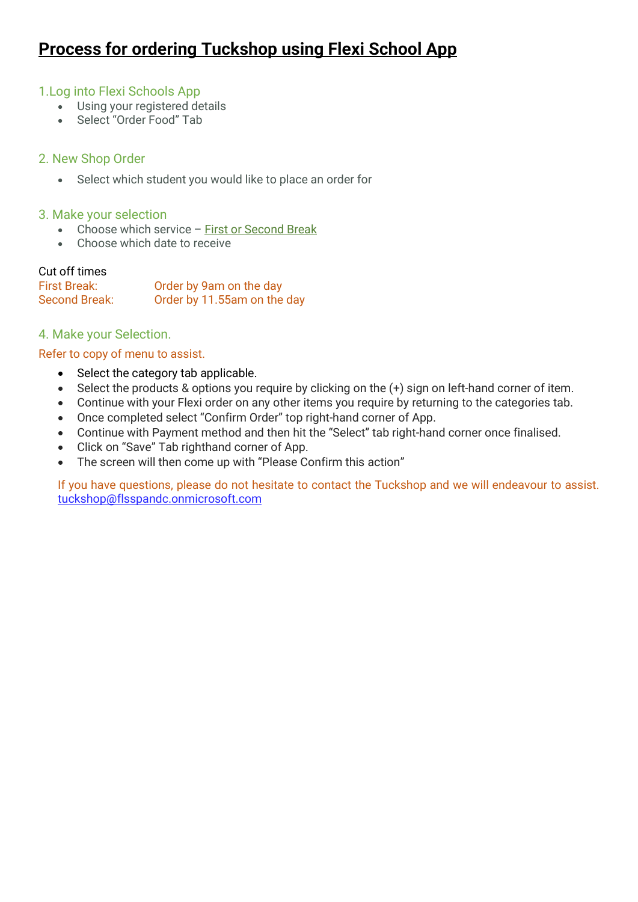# Process for ordering Tuckshop using Flexi School App

## 1.Log into Flexi Schools App

- Using your registered details
- Select "Order Food" Tab

## 2. New Shop Order

- Select which student you would like to place an order for

## 3. Make your selection

- Choose which service – First or Second Break
- Choose which date to receive

Cut off times

| | |
|---|---|
| First Break: | Order by 9am on the day |
| Second Break: | Order by 11.55am on the day |

## 4. Make your Selection.

Refer to copy of menu to assist.

- Select the category tab applicable.
- Select the products & options you require by clicking on the (+) sign on left-hand corner of item.
- Continue with your Flexi order on any other items you require by returning to the categories tab.
- Once completed select "Confirm Order" top right-hand corner of App.
- Continue with Payment method and then hit the "Select" tab right-hand corner once finalised.
- Click on "Save" Tab righthand corner of App.
- The screen will then come up with "Please Confirm this action"

If you have questions, please do not hesitate to contact the Tuckshop and we will endeavour to assist.
tuckshop@flsspandc.onmicrosoft.com